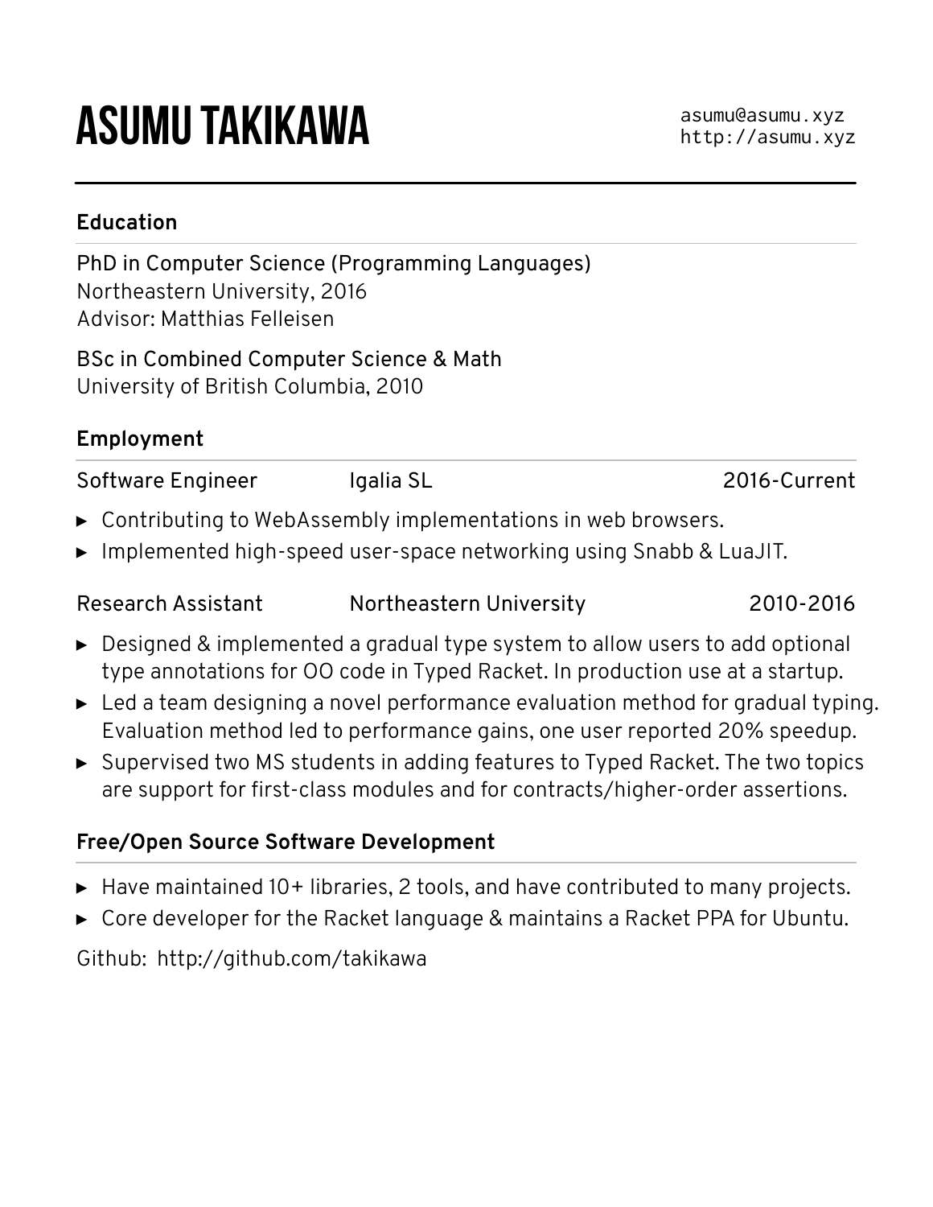# ASUMU TAKIKAWA

asumu@asumu.xyz
http://asumu.xyz

## Education

PhD in Computer Science (Programming Languages)
Northeastern University, 2016
Advisor: Matthias Felleisen

BSc in Combined Computer Science & Math
University of British Columbia, 2010

## Employment

Software Engineer — Igalia SL — 2016-Current

- Contributing to WebAssembly implementations in web browsers.
- Implemented high-speed user-space networking using Snabb & LuaJIT.

Research Assistant — Northeastern University — 2010-2016

- Designed & implemented a gradual type system to allow users to add optional type annotations for OO code in Typed Racket. In production use at a startup.
- Led a team designing a novel performance evaluation method for gradual typing. Evaluation method led to performance gains, one user reported 20% speedup.
- Supervised two MS students in adding features to Typed Racket. The two topics are support for first-class modules and for contracts/higher-order assertions.

## Free/Open Source Software Development

- Have maintained 10+ libraries, 2 tools, and have contributed to many projects.
- Core developer for the Racket language & maintains a Racket PPA for Ubuntu.

Github: http://github.com/takikawa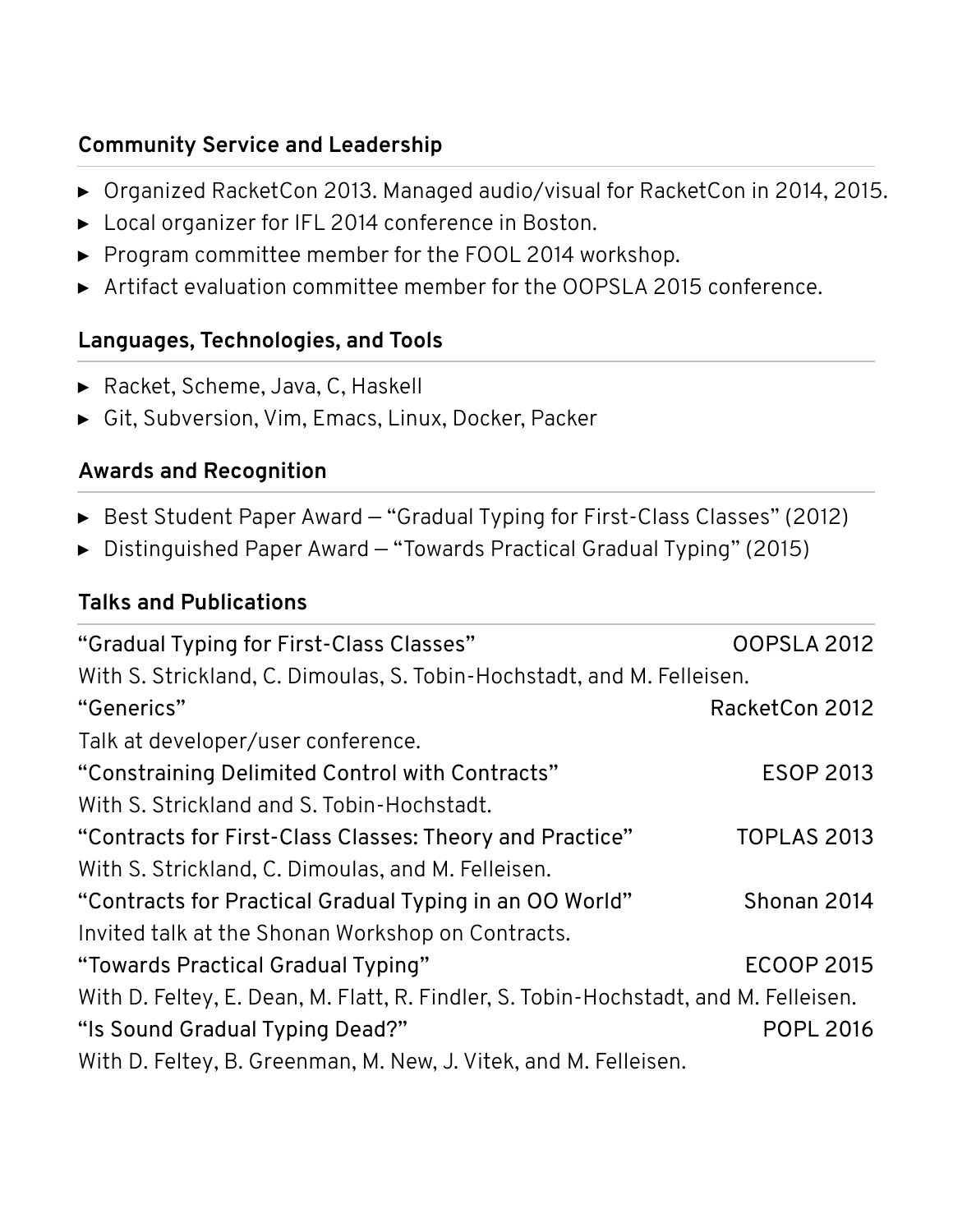## Community Service and Leadership

- Organized RacketCon 2013. Managed audio/visual for RacketCon in 2014, 2015.
- Local organizer for IFL 2014 conference in Boston.
- Program committee member for the FOOL 2014 workshop.
- Artifact evaluation committee member for the OOPSLA 2015 conference.

## Languages, Technologies, and Tools

- Racket, Scheme, Java, C, Haskell
- Git, Subversion, Vim, Emacs, Linux, Docker, Packer

## Awards and Recognition

- Best Student Paper Award — "Gradual Typing for First-Class Classes" (2012)
- Distinguished Paper Award — "Towards Practical Gradual Typing" (2015)

## Talks and Publications

"Gradual Typing for First-Class Classes" — OOPSLA 2012
With S. Strickland, C. Dimoulas, S. Tobin-Hochstadt, and M. Felleisen.

"Generics" — RacketCon 2012
Talk at developer/user conference.

"Constraining Delimited Control with Contracts" — ESOP 2013
With S. Strickland and S. Tobin-Hochstadt.

"Contracts for First-Class Classes: Theory and Practice" — TOPLAS 2013
With S. Strickland, C. Dimoulas, and M. Felleisen.

"Contracts for Practical Gradual Typing in an OO World" — Shonan 2014
Invited talk at the Shonan Workshop on Contracts.

"Towards Practical Gradual Typing" — ECOOP 2015
With D. Feltey, E. Dean, M. Flatt, R. Findler, S. Tobin-Hochstadt, and M. Felleisen.

"Is Sound Gradual Typing Dead?" — POPL 2016
With D. Feltey, B. Greenman, M. New, J. Vitek, and M. Felleisen.